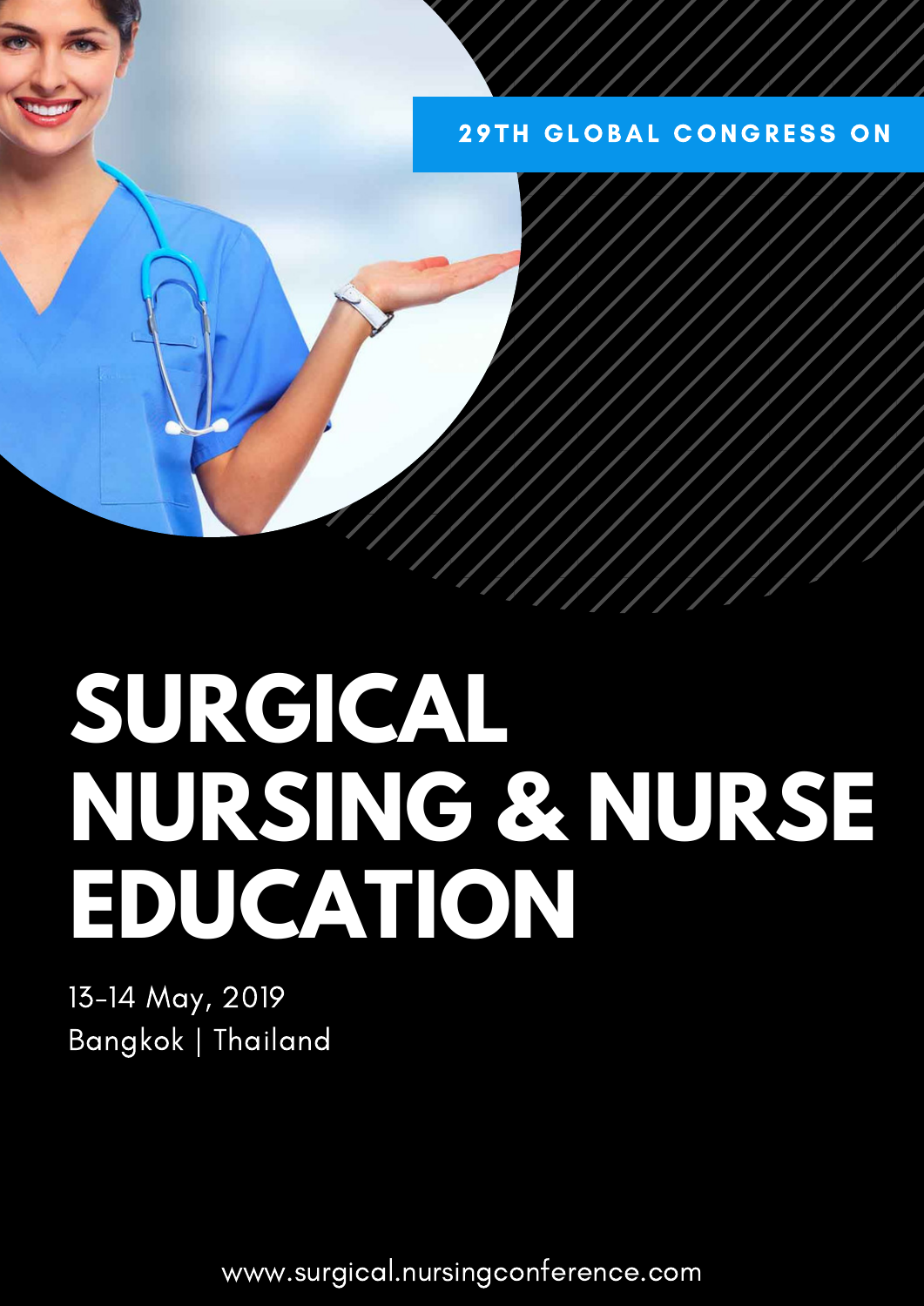29TH GLOBAL CONGRESS ON

# SURGICAL NURSING & NURSE EDUCATION

13-14 May, 2019
Bangkok | Thailand

www.surgical.nursingconference.com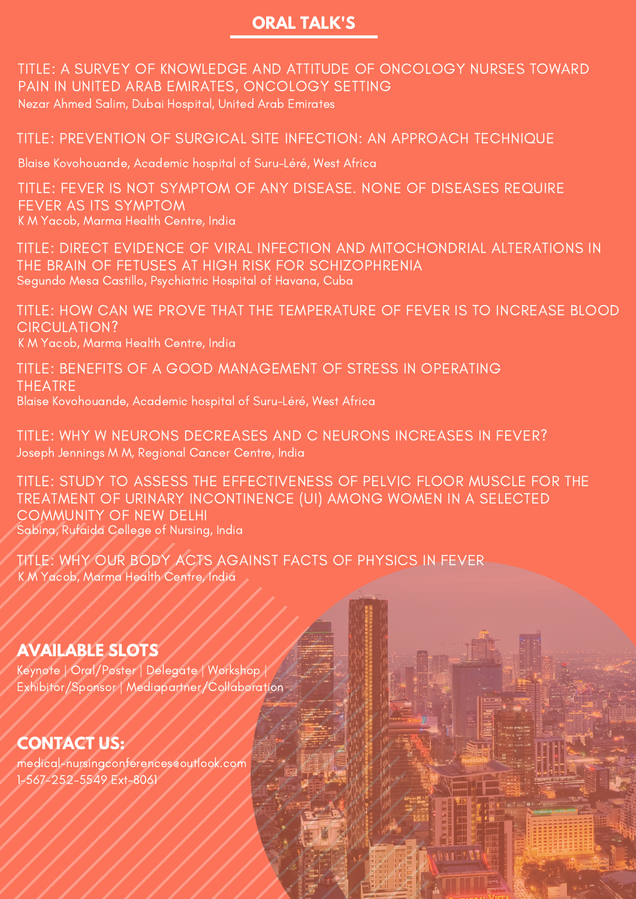## ORAL TALK'S

TITLE: A SURVEY OF KNOWLEDGE AND ATTITUDE OF ONCOLOGY NURSES TOWARD PAIN IN UNITED ARAB EMIRATES, ONCOLOGY SETTING
Nezar Ahmed Salim, Dubai Hospital, United Arab Emirates

TITLE: PREVENTION OF SURGICAL SITE INFECTION: AN APPROACH TECHNIQUE
Blaise Kovohouande, Academic hospital of Suru-Léré, West Africa

TITLE: FEVER IS NOT SYMPTOM OF ANY DISEASE. NONE OF DISEASES REQUIRE FEVER AS ITS SYMPTOM
K M Yacob, Marma Health Centre, India

TITLE: DIRECT EVIDENCE OF VIRAL INFECTION AND MITOCHONDRIAL ALTERATIONS IN THE BRAIN OF FETUSES AT HIGH RISK FOR SCHIZOPHRENIA
Segundo Mesa Castillo, Psychiatric Hospital of Havana, Cuba

TITLE: HOW CAN WE PROVE THAT THE TEMPERATURE OF FEVER IS TO INCREASE BLOOD CIRCULATION?
K M Yacob, Marma Health Centre, India

TITLE: BENEFITS OF A GOOD MANAGEMENT OF STRESS IN OPERATING THEATRE
Blaise Kovohouande, Academic hospital of Suru-Léré, West Africa

TITLE: WHY W NEURONS DECREASES AND C NEURONS INCREASES IN FEVER?
Joseph Jennings M M, Regional Cancer Centre, India

TITLE: STUDY TO ASSESS THE EFFECTIVENESS OF PELVIC FLOOR MUSCLE FOR THE TREATMENT OF URINARY INCONTINENCE (UI) AMONG WOMEN IN A SELECTED COMMUNITY OF NEW DELHI
Sabina, Rufaida College of Nursing, India

TITLE: WHY OUR BODY ACTS AGAINST FACTS OF PHYSICS IN FEVER
K M Yacob, Marma Health Centre, India

## AVAILABLE SLOTS

Keynote | Oral/Poster | Delegate | Workshop | Exhibitor/Sponsor | Mediapartner/Collaboration

## CONTACT US:

medical-nursingconferences@outlook.com
1-567-252-5549 Ext-8061